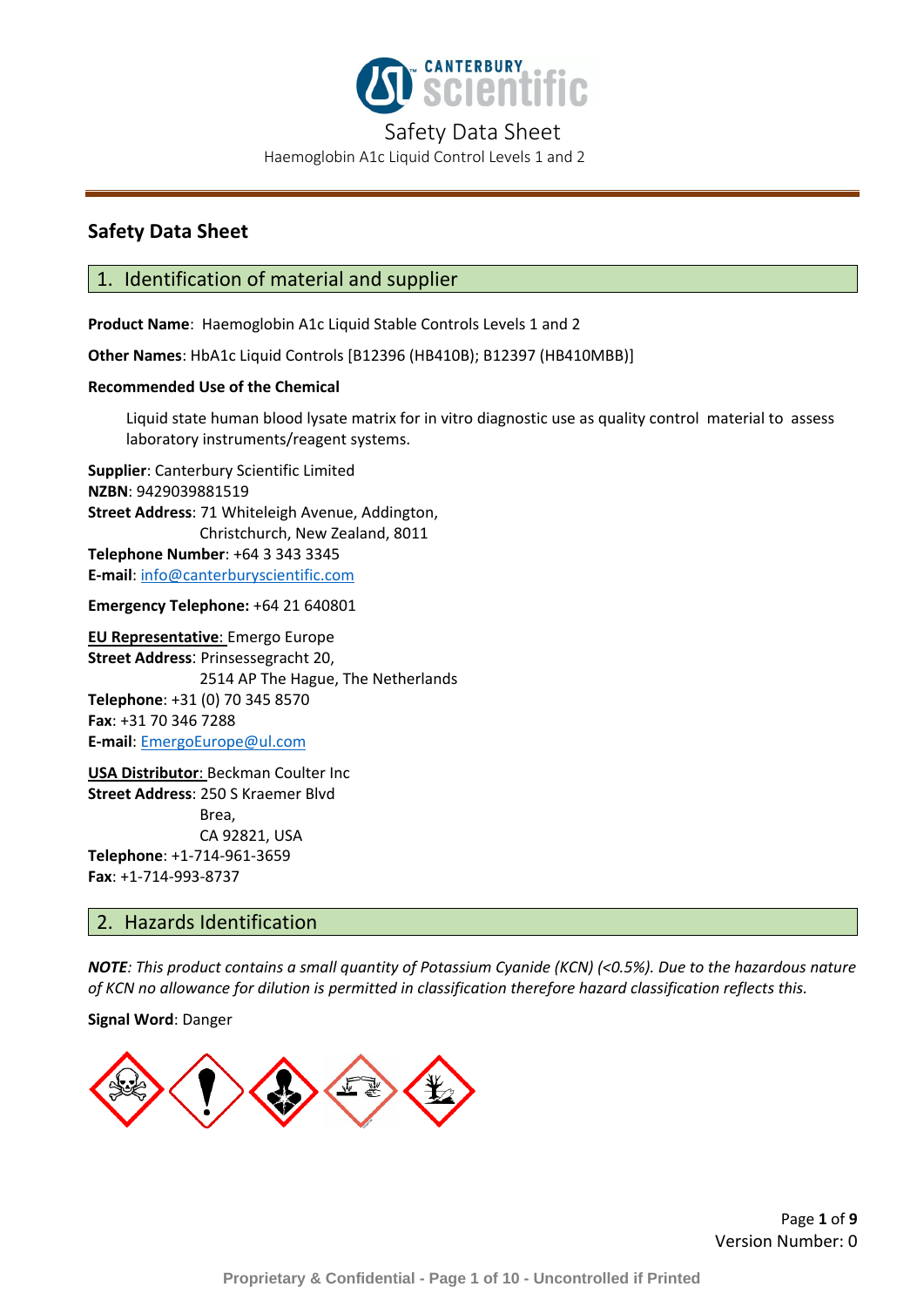# Safety Data Sheet

Haemoglobin A1c Liquid Control Levels 1 and 2

## Safety Data Sheet

## 1. Identification of material and supplier

**Product Name**: Haemoglobin A1c Liquid Stable Controls Levels 1 and 2

**Other Names**: HbA1c Liquid Controls [B12396 (HB410B); B12397 (HB410MBB)]

**Recommended Use of the Chemical**

Liquid state human blood lysate matrix for in vitro diagnostic use as quality control material to assess laboratory instruments/reagent systems.

**Supplier**: Canterbury Scientific Limited
**NZBN**: 9429039881519
**Street Address**: 71 Whiteleigh Avenue, Addington, Christchurch, New Zealand, 8011
**Telephone Number**: +64 3 343 3345
**E-mail**: info@canterburyscientific.com

**Emergency Telephone:** +64 21 640801

**EU Representative**: Emergo Europe
**Street Address**: Prinsessegracht 20, 2514 AP The Hague, The Netherlands
**Telephone**: +31 (0) 70 345 8570
**Fax**: +31 70 346 7288
**E-mail**: EmergoEurope@ul.com

**USA Distributor**: Beckman Coulter Inc
**Street Address**: 250 S Kraemer Blvd, Brea, CA 92821, USA
**Telephone**: +1-714-961-3659
**Fax**: +1-714-993-8737

## 2. Hazards Identification

***NOTE***: *This product contains a small quantity of Potassium Cyanide (KCN) (<0.5%). Due to the hazardous nature of KCN no allowance for dilution is permitted in classification therefore hazard classification reflects this.*

**Signal Word**: Danger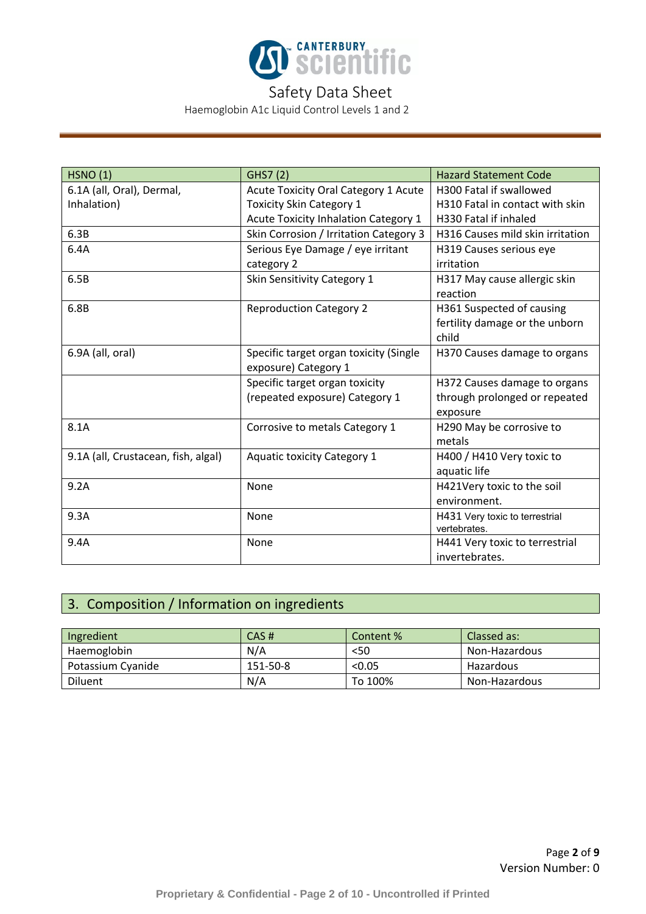| HSNO (1) | GHS7 (2) | Hazard Statement Code |
|---|---|---|
| 6.1A (all, Oral), Dermal, Inhalation) | Acute Toxicity Oral Category 1 Acute Toxicity Skin Category 1 Acute Toxicity Inhalation Category 1 | H300 Fatal if swallowed H310 Fatal in contact with skin H330 Fatal if inhaled |
| 6.3B | Skin Corrosion / Irritation Category 3 | H316 Causes mild skin irritation |
| 6.4A | Serious Eye Damage / eye irritant category 2 | H319 Causes serious eye irritation |
| 6.5B | Skin Sensitivity Category 1 | H317 May cause allergic skin reaction |
| 6.8B | Reproduction Category 2 | H361 Suspected of causing fertility damage or the unborn child |
| 6.9A (all, oral) | Specific target organ toxicity (Single exposure) Category 1 | H370 Causes damage to organs |
| | Specific target organ toxicity (repeated exposure) Category 1 | H372 Causes damage to organs through prolonged or repeated exposure |
| 8.1A | Corrosive to metals Category 1 | H290 May be corrosive to metals |
| 9.1A (all, Crustacean, fish, algal) | Aquatic toxicity Category 1 | H400 / H410 Very toxic to aquatic life |
| 9.2A | None | H421Very toxic to the soil environment. |
| 9.3A | None | H431 Very toxic to terrestrial vertebrates. |
| 9.4A | None | H441 Very toxic to terrestrial invertebrates. |

## 3. Composition / Information on ingredients

| Ingredient | CAS # | Content % | Classed as: |
|---|---|---|---|
| Haemoglobin | N/A | <50 | Non-Hazardous |
| Potassium Cyanide | 151-50-8 | <0.05 | Hazardous |
| Diluent | N/A | To 100% | Non-Hazardous |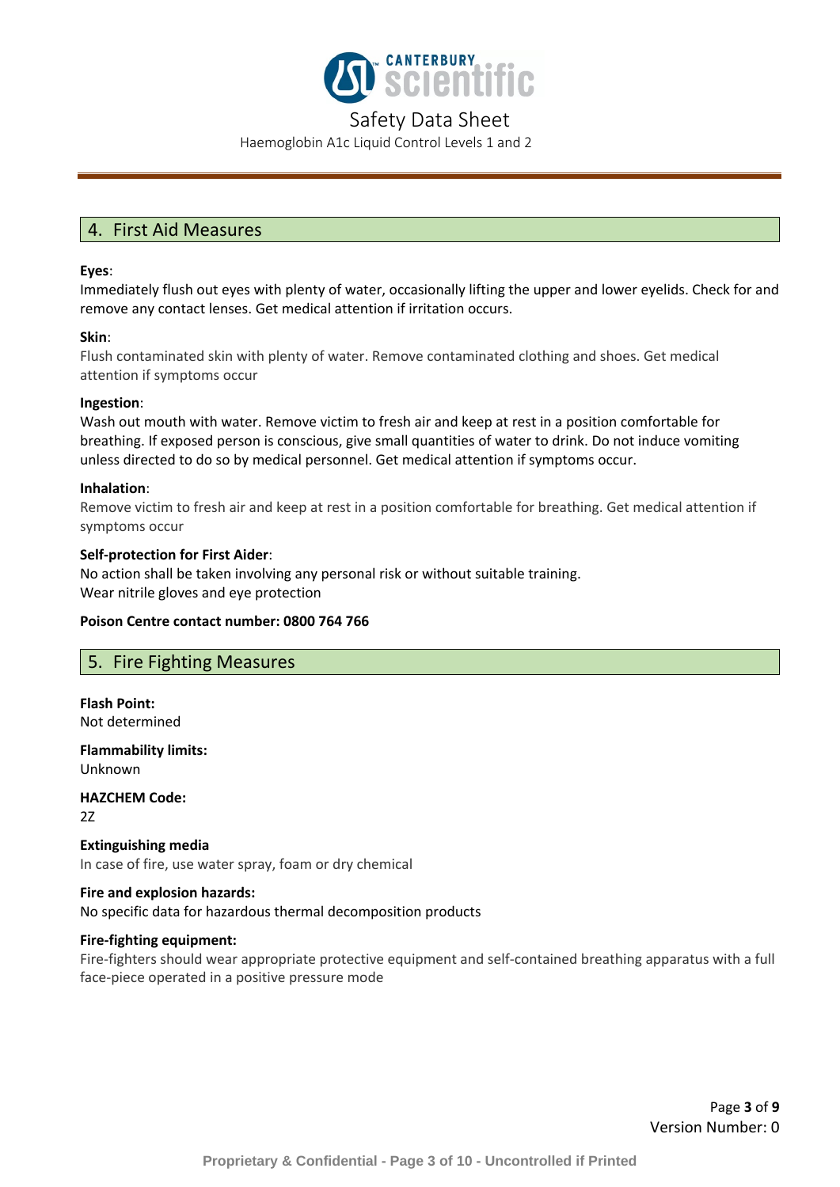## 4. First Aid Measures

**Eyes**:
Immediately flush out eyes with plenty of water, occasionally lifting the upper and lower eyelids. Check for and remove any contact lenses. Get medical attention if irritation occurs.

**Skin**:
Flush contaminated skin with plenty of water. Remove contaminated clothing and shoes. Get medical attention if symptoms occur

**Ingestion**:
Wash out mouth with water. Remove victim to fresh air and keep at rest in a position comfortable for breathing. If exposed person is conscious, give small quantities of water to drink. Do not induce vomiting unless directed to do so by medical personnel. Get medical attention if symptoms occur.

**Inhalation**:
Remove victim to fresh air and keep at rest in a position comfortable for breathing. Get medical attention if symptoms occur

**Self-protection for First Aider**:
No action shall be taken involving any personal risk or without suitable training.
Wear nitrile gloves and eye protection

**Poison Centre contact number: 0800 764 766**

## 5. Fire Fighting Measures

**Flash Point:**
Not determined

**Flammability limits:**
Unknown

**HAZCHEM Code:**
2Z

**Extinguishing media**
In case of fire, use water spray, foam or dry chemical

**Fire and explosion hazards:**
No specific data for hazardous thermal decomposition products

**Fire-fighting equipment:**
Fire-fighters should wear appropriate protective equipment and self-contained breathing apparatus with a full face-piece operated in a positive pressure mode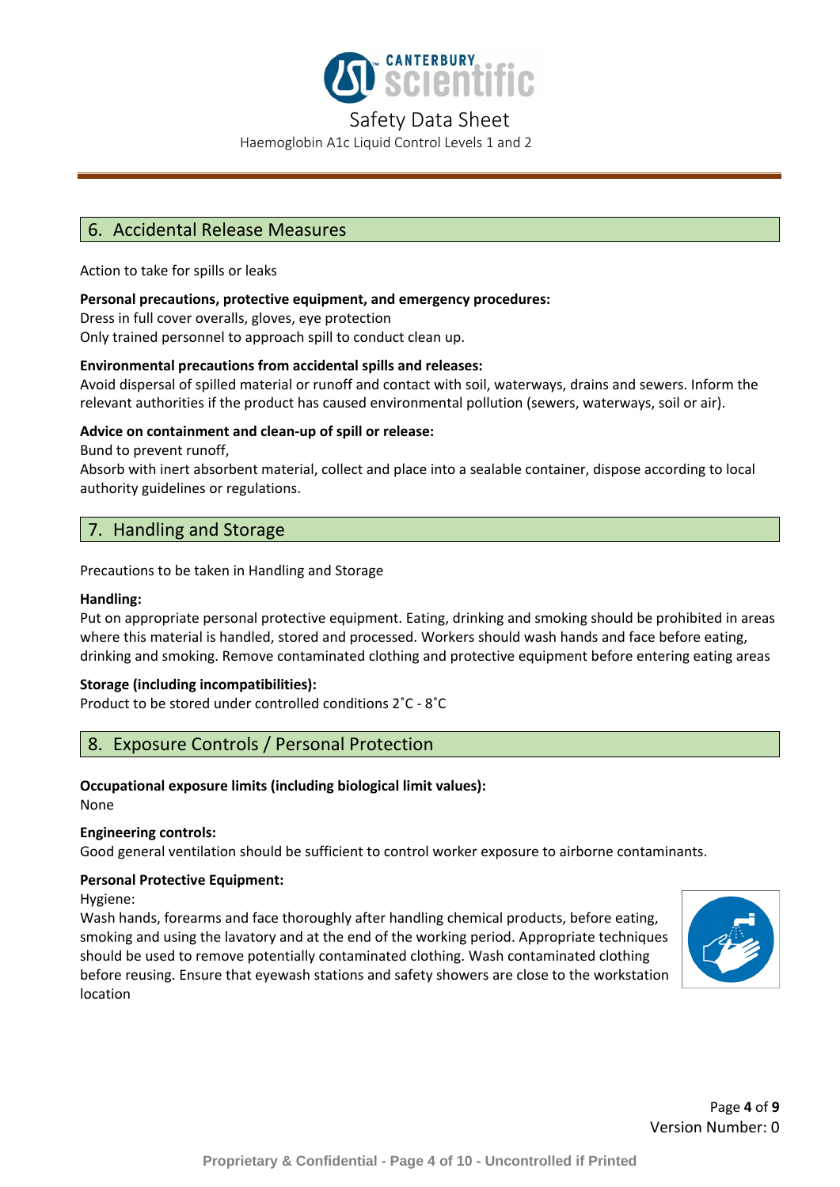## 6. Accidental Release Measures

Action to take for spills or leaks

**Personal precautions, protective equipment, and emergency procedures:**
Dress in full cover overalls, gloves, eye protection
Only trained personnel to approach spill to conduct clean up.

**Environmental precautions from accidental spills and releases:**
Avoid dispersal of spilled material or runoff and contact with soil, waterways, drains and sewers. Inform the relevant authorities if the product has caused environmental pollution (sewers, waterways, soil or air).

**Advice on containment and clean-up of spill or release:**
Bund to prevent runoff,
Absorb with inert absorbent material, collect and place into a sealable container, dispose according to local authority guidelines or regulations.

## 7. Handling and Storage

Precautions to be taken in Handling and Storage

**Handling:**
Put on appropriate personal protective equipment. Eating, drinking and smoking should be prohibited in areas where this material is handled, stored and processed. Workers should wash hands and face before eating, drinking and smoking. Remove contaminated clothing and protective equipment before entering eating areas

**Storage (including incompatibilities):**
Product to be stored under controlled conditions 2˚C - 8˚C

## 8. Exposure Controls / Personal Protection

**Occupational exposure limits (including biological limit values):**
None

**Engineering controls:**
Good general ventilation should be sufficient to control worker exposure to airborne contaminants.

**Personal Protective Equipment:**
Hygiene:
Wash hands, forearms and face thoroughly after handling chemical products, before eating, smoking and using the lavatory and at the end of the working period. Appropriate techniques should be used to remove potentially contaminated clothing. Wash contaminated clothing before reusing. Ensure that eyewash stations and safety showers are close to the workstation location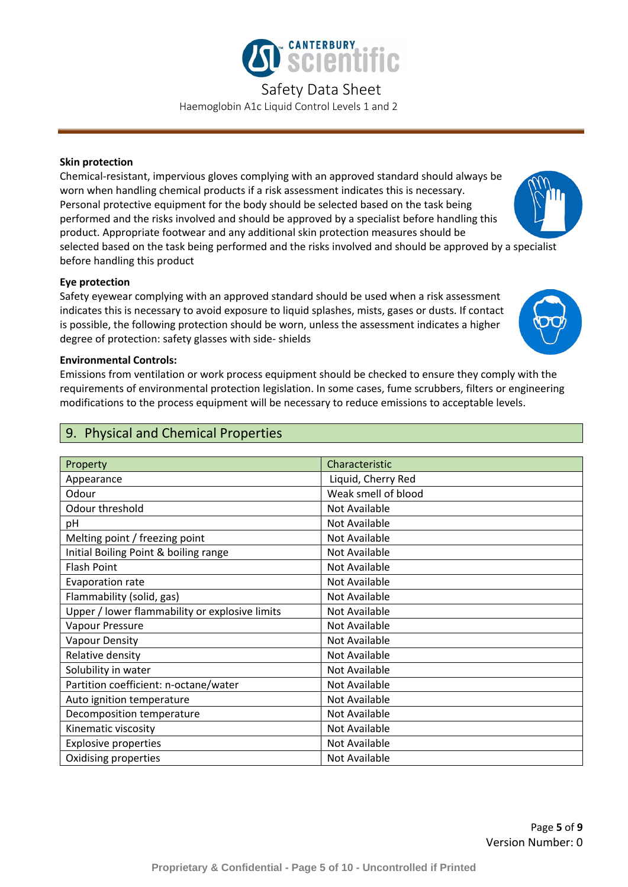**Skin protection**

Chemical-resistant, impervious gloves complying with an approved standard should always be worn when handling chemical products if a risk assessment indicates this is necessary. Personal protective equipment for the body should be selected based on the task being performed and the risks involved and should be approved by a specialist before handling this product. Appropriate footwear and any additional skin protection measures should be selected based on the task being performed and the risks involved and should be approved by a specialist before handling this product

**Eye protection**

Safety eyewear complying with an approved standard should be used when a risk assessment indicates this is necessary to avoid exposure to liquid splashes, mists, gases or dusts. If contact is possible, the following protection should be worn, unless the assessment indicates a higher degree of protection: safety glasses with side- shields

**Environmental Controls:**

Emissions from ventilation or work process equipment should be checked to ensure they comply with the requirements of environmental protection legislation. In some cases, fume scrubbers, filters or engineering modifications to the process equipment will be necessary to reduce emissions to acceptable levels.

## 9. Physical and Chemical Properties

| Property | Characteristic |
|---|---|
| Appearance | Liquid, Cherry Red |
| Odour | Weak smell of blood |
| Odour threshold | Not Available |
| pH | Not Available |
| Melting point / freezing point | Not Available |
| Initial Boiling Point & boiling range | Not Available |
| Flash Point | Not Available |
| Evaporation rate | Not Available |
| Flammability (solid, gas) | Not Available |
| Upper / lower flammability or explosive limits | Not Available |
| Vapour Pressure | Not Available |
| Vapour Density | Not Available |
| Relative density | Not Available |
| Solubility in water | Not Available |
| Partition coefficient: n-octane/water | Not Available |
| Auto ignition temperature | Not Available |
| Decomposition temperature | Not Available |
| Kinematic viscosity | Not Available |
| Explosive properties | Not Available |
| Oxidising properties | Not Available |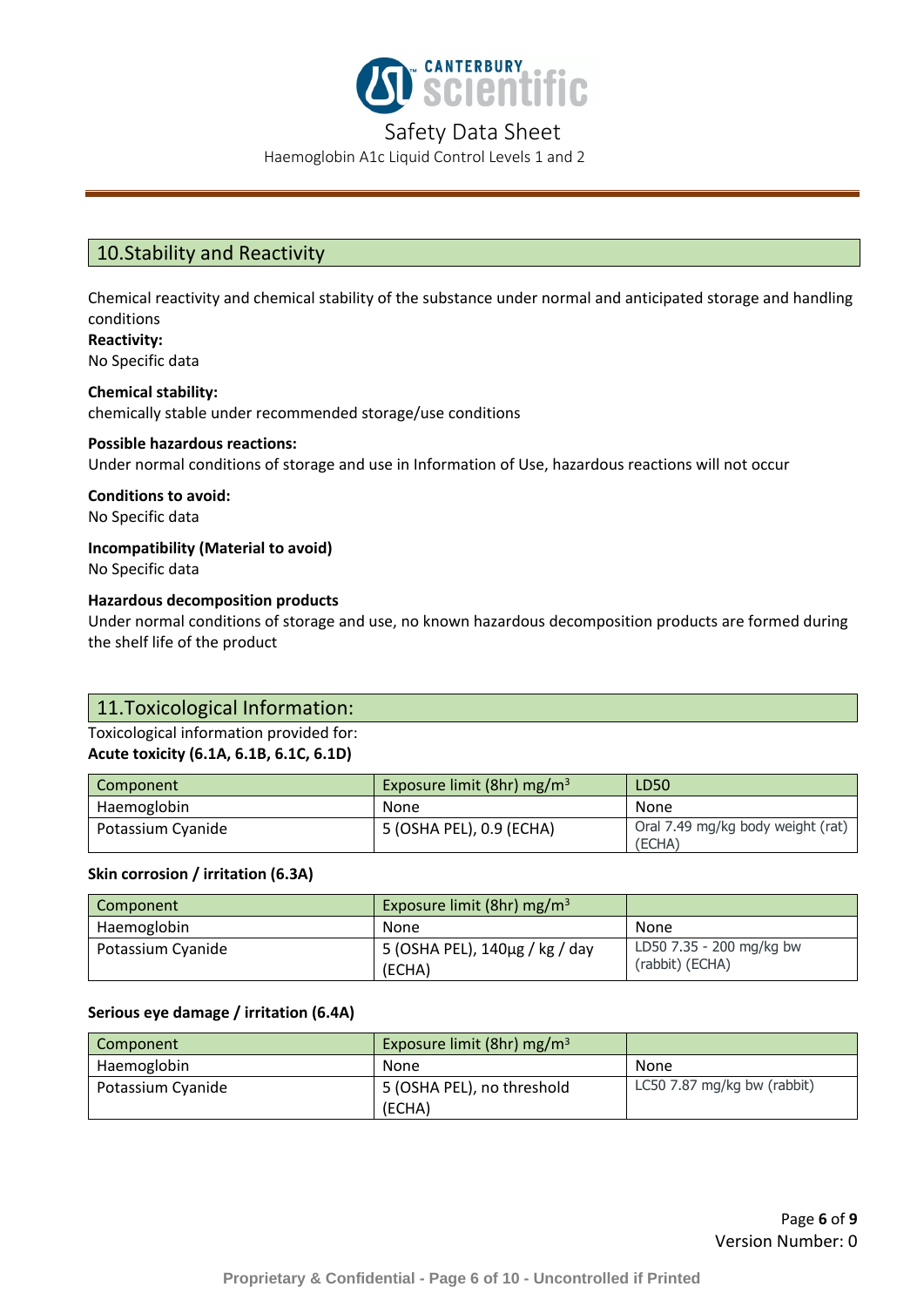## 10.Stability and Reactivity

Chemical reactivity and chemical stability of the substance under normal and anticipated storage and handling conditions

**Reactivity:**
No Specific data

**Chemical stability:**
chemically stable under recommended storage/use conditions

**Possible hazardous reactions:**
Under normal conditions of storage and use in Information of Use, hazardous reactions will not occur

**Conditions to avoid:**
No Specific data

**Incompatibility (Material to avoid)**
No Specific data

**Hazardous decomposition products**
Under normal conditions of storage and use, no known hazardous decomposition products are formed during the shelf life of the product

## 11.Toxicological Information:

Toxicological information provided for:

**Acute toxicity (6.1A, 6.1B, 6.1C, 6.1D)**

| Component | Exposure limit (8hr) mg/m$^3$ | LD50 |
|---|---|---|
| Haemoglobin | None | None |
| Potassium Cyanide | 5 (OSHA PEL), 0.9 (ECHA) | Oral 7.49 mg/kg body weight (rat) (ECHA) |

**Skin corrosion / irritation (6.3A)**

| Component | Exposure limit (8hr) mg/m$^3$ | |
|---|---|---|
| Haemoglobin | None | None |
| Potassium Cyanide | 5 (OSHA PEL), 140µg / kg / day (ECHA) | LD50 7.35 - 200 mg/kg bw (rabbit) (ECHA) |

**Serious eye damage / irritation (6.4A)**

| Component | Exposure limit (8hr) mg/m$^3$ | |
|---|---|---|
| Haemoglobin | None | None |
| Potassium Cyanide | 5 (OSHA PEL), no threshold (ECHA) | LC50 7.87 mg/kg bw (rabbit) |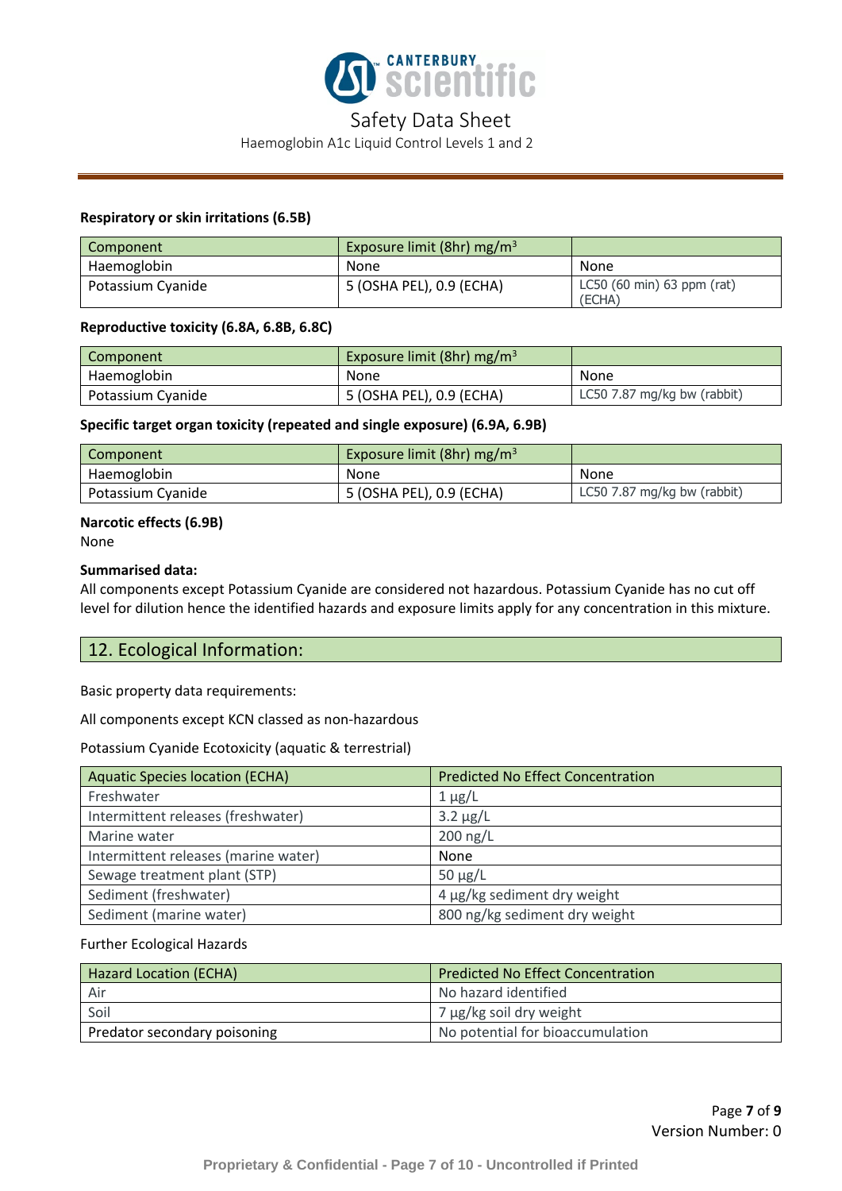**Respiratory or skin irritations (6.5B)**

| Component | Exposure limit (8hr) mg/m$^3$ | |
|---|---|---|
| Haemoglobin | None | None |
| Potassium Cyanide | 5 (OSHA PEL), 0.9 (ECHA) | LC50 (60 min) 63 ppm (rat) (ECHA) |

**Reproductive toxicity (6.8A, 6.8B, 6.8C)**

| Component | Exposure limit (8hr) mg/m$^3$ | |
|---|---|---|
| Haemoglobin | None | None |
| Potassium Cyanide | 5 (OSHA PEL), 0.9 (ECHA) | LC50 7.87 mg/kg bw (rabbit) |

**Specific target organ toxicity (repeated and single exposure) (6.9A, 6.9B)**

| Component | Exposure limit (8hr) mg/m$^3$ | |
|---|---|---|
| Haemoglobin | None | None |
| Potassium Cyanide | 5 (OSHA PEL), 0.9 (ECHA) | LC50 7.87 mg/kg bw (rabbit) |

**Narcotic effects (6.9B)**

None

**Summarised data:**

All components except Potassium Cyanide are considered not hazardous. Potassium Cyanide has no cut off level for dilution hence the identified hazards and exposure limits apply for any concentration in this mixture.

## 12. Ecological Information:

Basic property data requirements:

All components except KCN classed as non-hazardous

Potassium Cyanide Ecotoxicity (aquatic & terrestrial)

| Aquatic Species location (ECHA) | Predicted No Effect Concentration |
|---|---|
| Freshwater | 1 µg/L |
| Intermittent releases (freshwater) | 3.2 µg/L |
| Marine water | 200 ng/L |
| Intermittent releases (marine water) | None |
| Sewage treatment plant (STP) | 50 µg/L |
| Sediment (freshwater) | 4 µg/kg sediment dry weight |
| Sediment (marine water) | 800 ng/kg sediment dry weight |

Further Ecological Hazards

| Hazard Location (ECHA) | Predicted No Effect Concentration |
|---|---|
| Air | No hazard identified |
| Soil | 7 µg/kg soil dry weight |
| Predator secondary poisoning | No potential for bioaccumulation |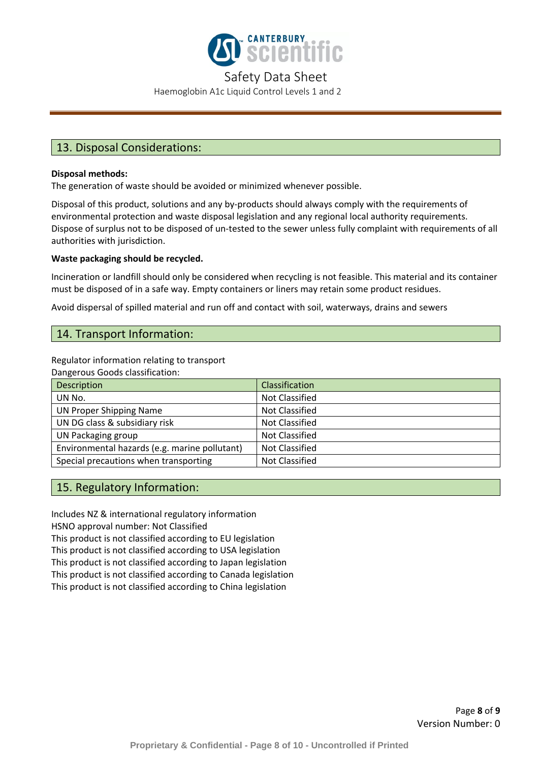## 13. Disposal Considerations:

**Disposal methods:**
The generation of waste should be avoided or minimized whenever possible.

Disposal of this product, solutions and any by-products should always comply with the requirements of environmental protection and waste disposal legislation and any regional local authority requirements. Dispose of surplus not to be disposed of un-tested to the sewer unless fully complaint with requirements of all authorities with jurisdiction.

**Waste packaging should be recycled.**

Incineration or landfill should only be considered when recycling is not feasible. This material and its container must be disposed of in a safe way. Empty containers or liners may retain some product residues.

Avoid dispersal of spilled material and run off and contact with soil, waterways, drains and sewers

## 14. Transport Information:

Regulator information relating to transport
Dangerous Goods classification:

| Description | Classification |
|---|---|
| UN No. | Not Classified |
| UN Proper Shipping Name | Not Classified |
| UN DG class & subsidiary risk | Not Classified |
| UN Packaging group | Not Classified |
| Environmental hazards (e.g. marine pollutant) | Not Classified |
| Special precautions when transporting | Not Classified |

## 15. Regulatory Information:

Includes NZ & international regulatory information
HSNO approval number: Not Classified
This product is not classified according to EU legislation
This product is not classified according to USA legislation
This product is not classified according to Japan legislation
This product is not classified according to Canada legislation
This product is not classified according to China legislation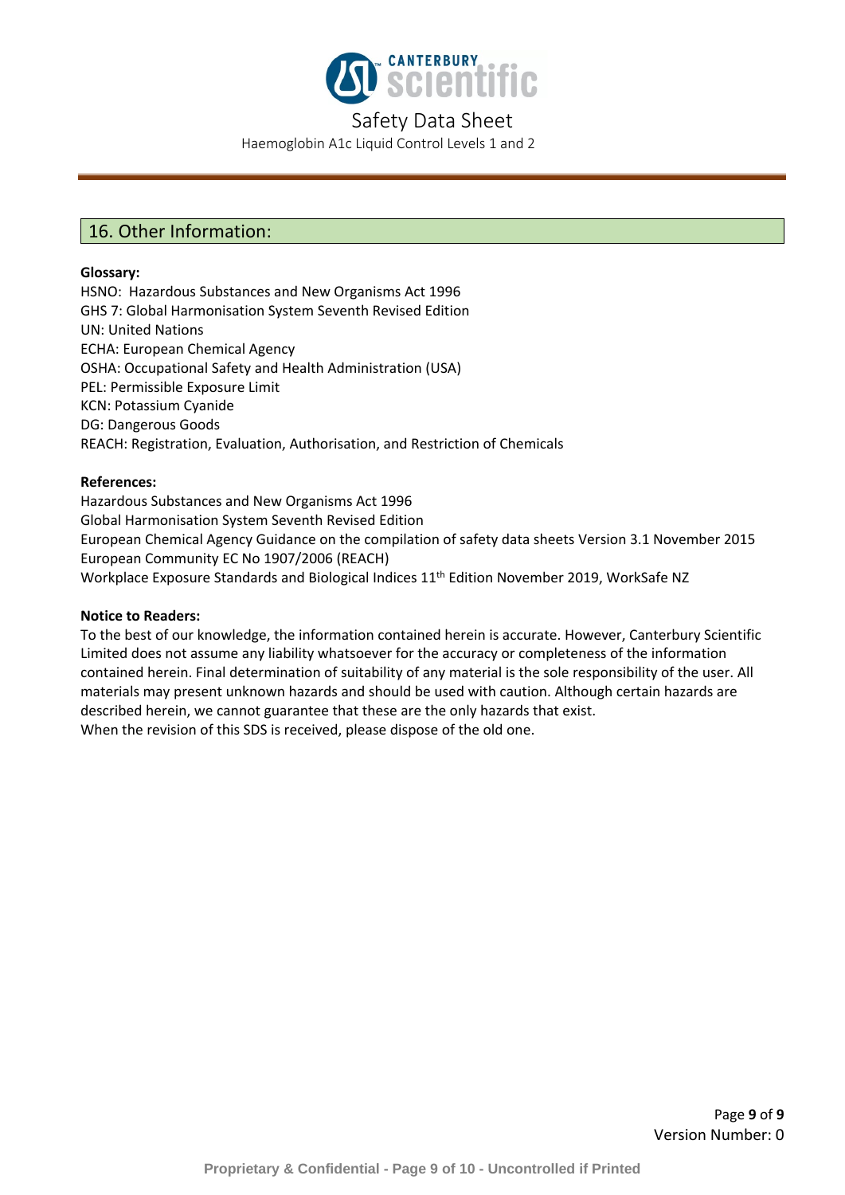## 16. Other Information:

**Glossary:**

HSNO: Hazardous Substances and New Organisms Act 1996
GHS 7: Global Harmonisation System Seventh Revised Edition
UN: United Nations
ECHA: European Chemical Agency
OSHA: Occupational Safety and Health Administration (USA)
PEL: Permissible Exposure Limit
KCN: Potassium Cyanide
DG: Dangerous Goods
REACH: Registration, Evaluation, Authorisation, and Restriction of Chemicals

**References:**

Hazardous Substances and New Organisms Act 1996
Global Harmonisation System Seventh Revised Edition
European Chemical Agency Guidance on the compilation of safety data sheets Version 3.1 November 2015
European Community EC No 1907/2006 (REACH)
Workplace Exposure Standards and Biological Indices 11th Edition November 2019, WorkSafe NZ

**Notice to Readers:**

To the best of our knowledge, the information contained herein is accurate. However, Canterbury Scientific Limited does not assume any liability whatsoever for the accuracy or completeness of the information contained herein. Final determination of suitability of any material is the sole responsibility of the user. All materials may present unknown hazards and should be used with caution. Although certain hazards are described herein, we cannot guarantee that these are the only hazards that exist.
When the revision of this SDS is received, please dispose of the old one.

Version Number: 0